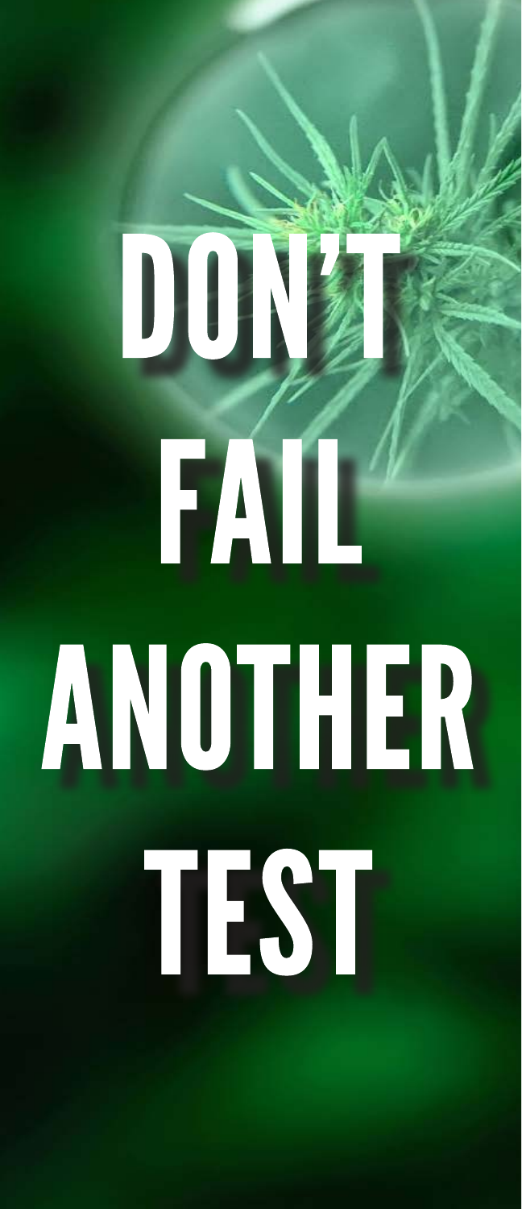# DON'T FAIL ANOTHER TEST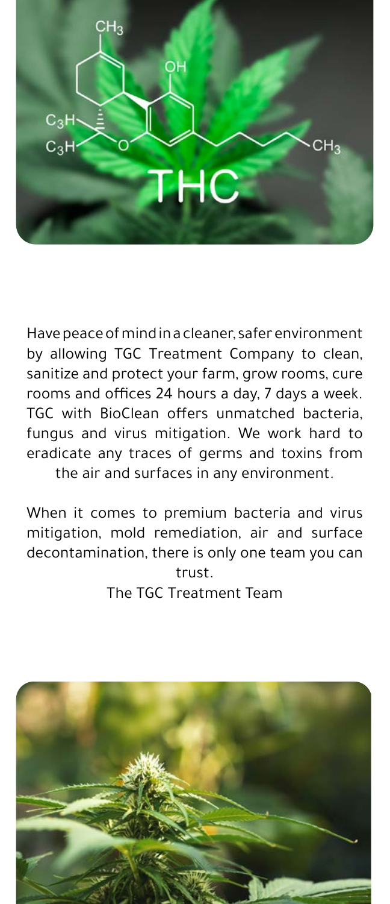Have peace of mind in a cleaner, safer environment by allowing TGC Treatment Company to clean, sanitize and protect your farm, grow rooms, cure rooms and offices 24 hours a day, 7 days a week. TGC with BioClean offers unmatched bacteria, fungus and virus mitigation. We work hard to eradicate any traces of germs and toxins from the air and surfaces in any environment.

When it comes to premium bacteria and virus mitigation, mold remediation, air and surface decontamination, there is only one team you can trust.

The TGC Treatment Team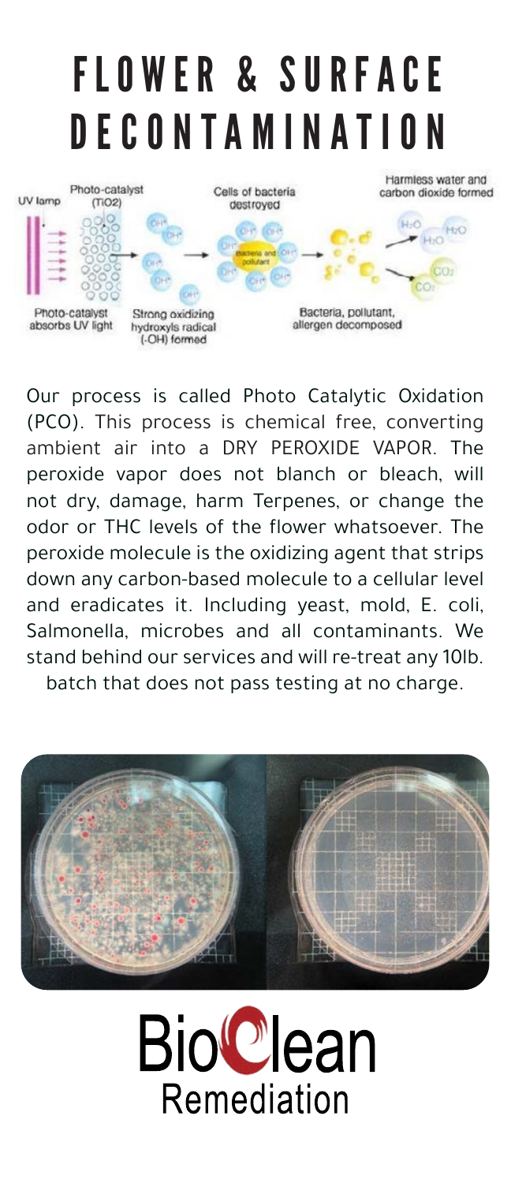# FLOWER & SURFACE DECONTAMINATION

Our process is called Photo Catalytic Oxidation (PCO). This process is chemical free, converting ambient air into a DRY PEROXIDE VAPOR. The peroxide vapor does not blanch or bleach, will not dry, damage, harm Terpenes, or change the odor or THC levels of the flower whatsoever. The peroxide molecule is the oxidizing agent that strips down any carbon-based molecule to a cellular level and eradicates it. Including yeast, mold, E. coli, Salmonella, microbes and all contaminants. We stand behind our services and will re-treat any 10lb. batch that does not pass testing at no charge.

BioClean Remediation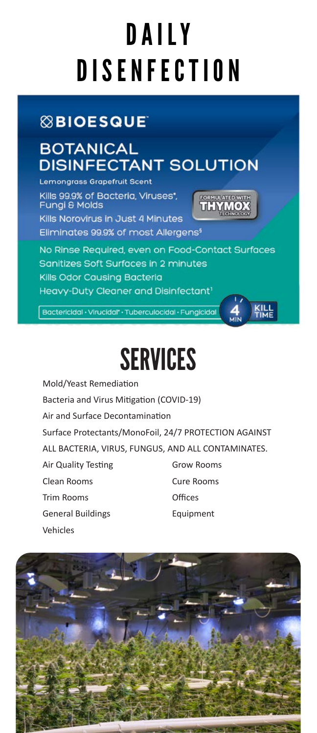# DAILY DISENFECTION

⊗BIOESQUE

## BOTANICAL DISINFECTANT SOLUTION

Lemongrass Grapefruit Scent

Kills 99.9% of Bacteria, Viruses*, Fungi & Molds

FORMULATED WITH THYMOX TECHNOLOGY

Kills Norovirus in Just 4 Minutes

Eliminates 99.9% of most Allergens[§]

No Rinse Required, even on Food-Contact Surfaces

Sanitizes Soft Surfaces in 2 minutes

Kills Odor Causing Bacteria

Heavy-Duty Cleaner and Disinfectant[1]

Bactericidal · Virucidal* · Tuberculocidal · Fungicidal

4 MIN KILL TIME

# SERVICES

Mold/Yeast Remediation

Bacteria and Virus Mitigation (COVID-19)

Air and Surface Decontamination

Surface Protectants/MonoFoil, 24/7 PROTECTION AGAINST ALL BACTERIA, VIRUS, FUNGUS, AND ALL CONTAMINATES.

- Air Quality Testing
- Clean Rooms
- Trim Rooms
- General Buildings
- Vehicles
- Grow Rooms
- Cure Rooms
- Offices
- Equipment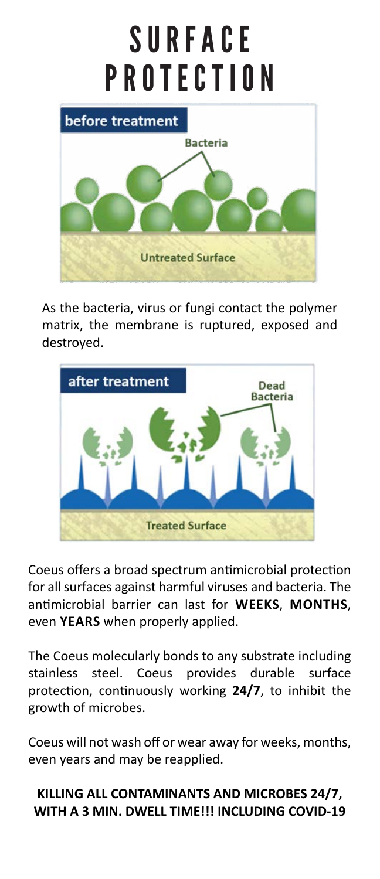# SURFACE PROTECTION

As the bacteria, virus or fungi contact the polymer matrix, the membrane is ruptured, exposed and destroyed.

Coeus offers a broad spectrum antimicrobial protection for all surfaces against harmful viruses and bacteria. The antimicrobial barrier can last for **WEEKS**, **MONTHS**, even **YEARS** when properly applied.

The Coeus molecularly bonds to any substrate including stainless steel. Coeus provides durable surface protection, continuously working **24/7**, to inhibit the growth of microbes.

Coeus will not wash off or wear away for weeks, months, even years and may be reapplied.

**KILLING ALL CONTAMINANTS AND MICROBES 24/7, WITH A 3 MIN. DWELL TIME!!! INCLUDING COVID-19**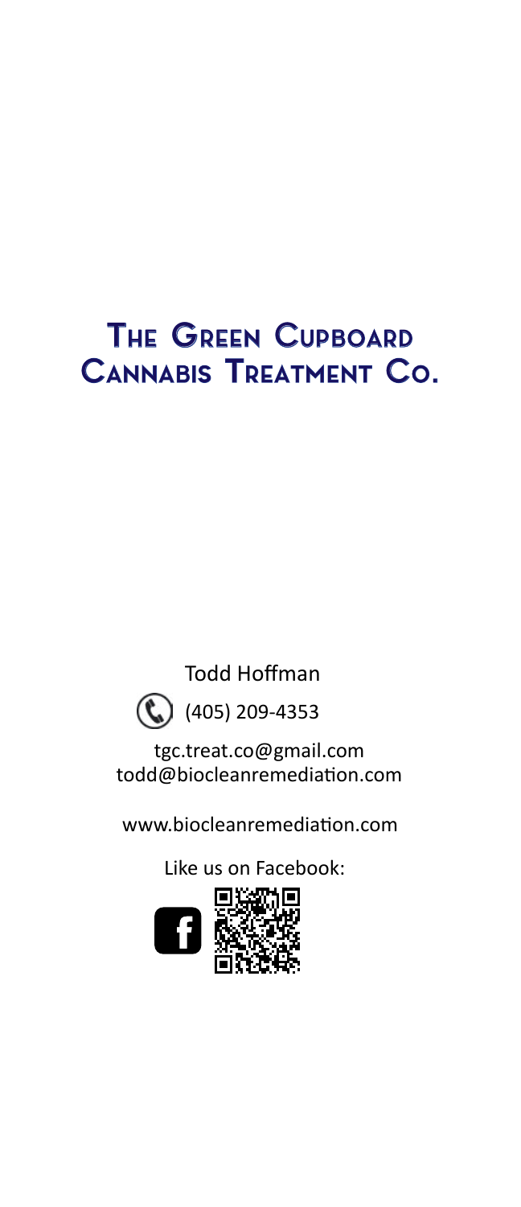# The Green Cupboard Cannabis Treatment Co.

Todd Hoffman

(405) 209-4353

tgc.treat.co@gmail.com
todd@biocleanremediation.com

www.biocleanremediation.com

Like us on Facebook: